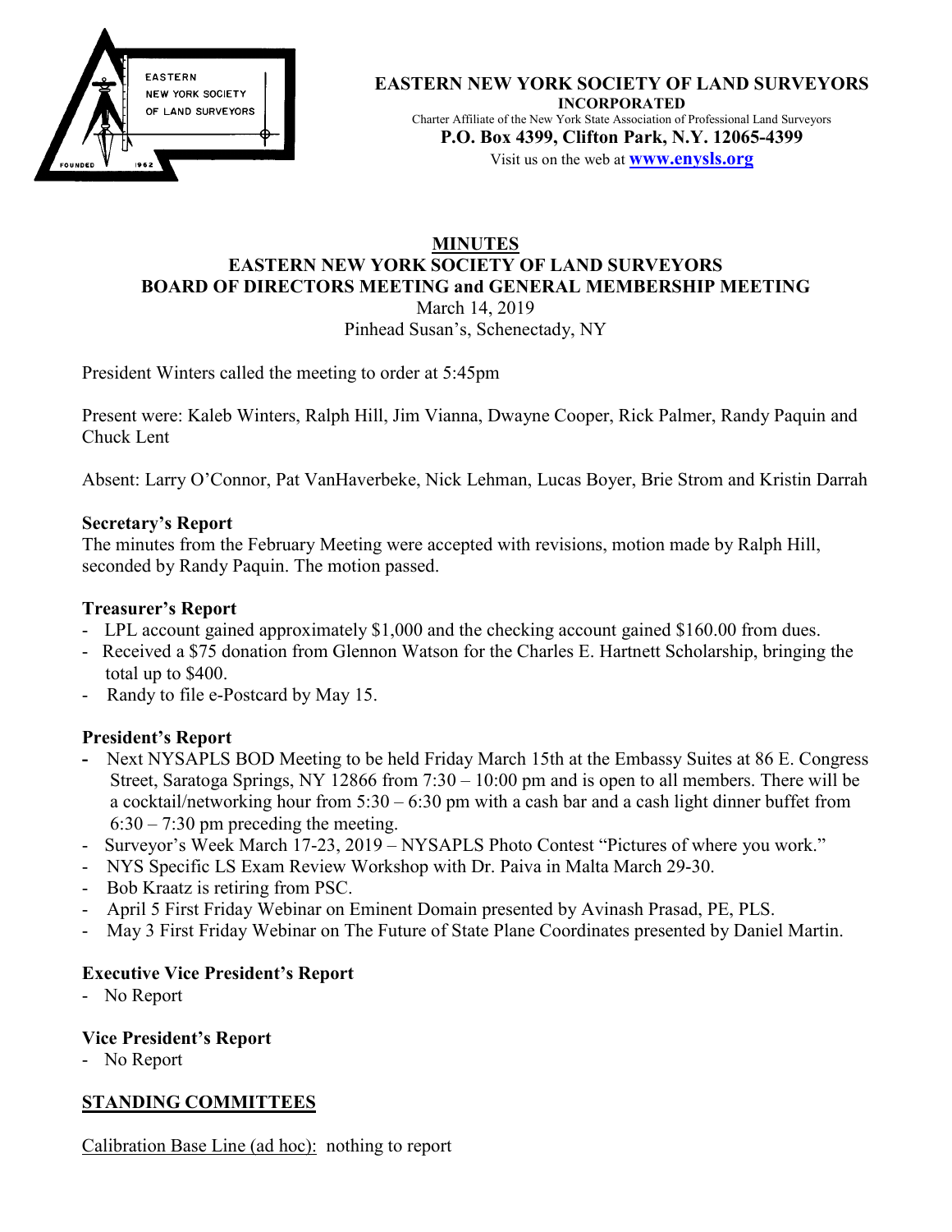**EASTERN NEW YORK SOCIETY OF LAND SURVEYORS**
**INCORPORATED**
Charter Affiliate of the New York State Association of Professional Land Surveyors
**P.O. Box 4399, Clifton Park, N.Y. 12065-4399**
Visit us on the web at **www.enysls.org**

# MINUTES
## EASTERN NEW YORK SOCIETY OF LAND SURVEYORS
## BOARD OF DIRECTORS MEETING and GENERAL MEMBERSHIP MEETING

March 14, 2019
Pinhead Susan's, Schenectady, NY

President Winters called the meeting to order at 5:45pm

Present were: Kaleb Winters, Ralph Hill, Jim Vianna, Dwayne Cooper, Rick Palmer, Randy Paquin and Chuck Lent

Absent: Larry O'Connor, Pat VanHaverbeke, Nick Lehman, Lucas Boyer, Brie Strom and Kristin Darrah

### Secretary's Report

The minutes from the February Meeting were accepted with revisions, motion made by Ralph Hill, seconded by Randy Paquin. The motion passed.

### Treasurer's Report

- LPL account gained approximately $1,000 and the checking account gained $160.00 from dues.
- Received a $75 donation from Glennon Watson for the Charles E. Hartnett Scholarship, bringing the total up to $400.
- Randy to file e-Postcard by May 15.

### President's Report

- Next NYSAPLS BOD Meeting to be held Friday March 15th at the Embassy Suites at 86 E. Congress Street, Saratoga Springs, NY 12866 from 7:30 – 10:00 pm and is open to all members. There will be a cocktail/networking hour from 5:30 – 6:30 pm with a cash bar and a cash light dinner buffet from 6:30 – 7:30 pm preceding the meeting.
- Surveyor's Week March 17-23, 2019 – NYSAPLS Photo Contest "Pictures of where you work."
- NYS Specific LS Exam Review Workshop with Dr. Paiva in Malta March 29-30.
- Bob Kraatz is retiring from PSC.
- April 5 First Friday Webinar on Eminent Domain presented by Avinash Prasad, PE, PLS.
- May 3 First Friday Webinar on The Future of State Plane Coordinates presented by Daniel Martin.

### Executive Vice President's Report

- No Report

### Vice President's Report

- No Report

## STANDING COMMITTEES

Calibration Base Line (ad hoc): nothing to report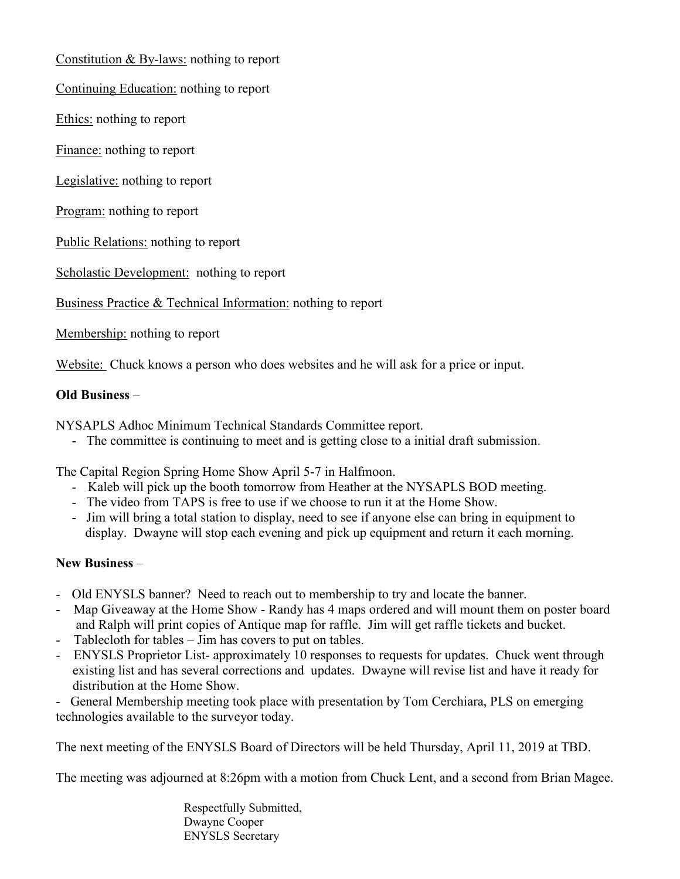Constitution & By-laws: nothing to report

Continuing Education: nothing to report

Ethics: nothing to report

Finance: nothing to report

Legislative: nothing to report

Program: nothing to report

Public Relations: nothing to report

Scholastic Development: nothing to report

Business Practice & Technical Information: nothing to report

Membership: nothing to report

Website: Chuck knows a person who does websites and he will ask for a price or input.

**Old Business** –

NYSAPLS Adhoc Minimum Technical Standards Committee report.

- The committee is continuing to meet and is getting close to a initial draft submission.

The Capital Region Spring Home Show April 5-7 in Halfmoon.

- Kaleb will pick up the booth tomorrow from Heather at the NYSAPLS BOD meeting.
- The video from TAPS is free to use if we choose to run it at the Home Show.
- Jim will bring a total station to display, need to see if anyone else can bring in equipment to display. Dwayne will stop each evening and pick up equipment and return it each morning.

**New Business** –

- Old ENYSLS banner? Need to reach out to membership to try and locate the banner.
- Map Giveaway at the Home Show - Randy has 4 maps ordered and will mount them on poster board and Ralph will print copies of Antique map for raffle. Jim will get raffle tickets and bucket.
- Tablecloth for tables – Jim has covers to put on tables.
- ENYSLS Proprietor List- approximately 10 responses to requests for updates. Chuck went through existing list and has several corrections and updates. Dwayne will revise list and have it ready for distribution at the Home Show.
- General Membership meeting took place with presentation by Tom Cerchiara, PLS on emerging technologies available to the surveyor today.

The next meeting of the ENYSLS Board of Directors will be held Thursday, April 11, 2019 at TBD.

The meeting was adjourned at 8:26pm with a motion from Chuck Lent, and a second from Brian Magee.

Respectfully Submitted,
Dwayne Cooper
ENYSLS Secretary